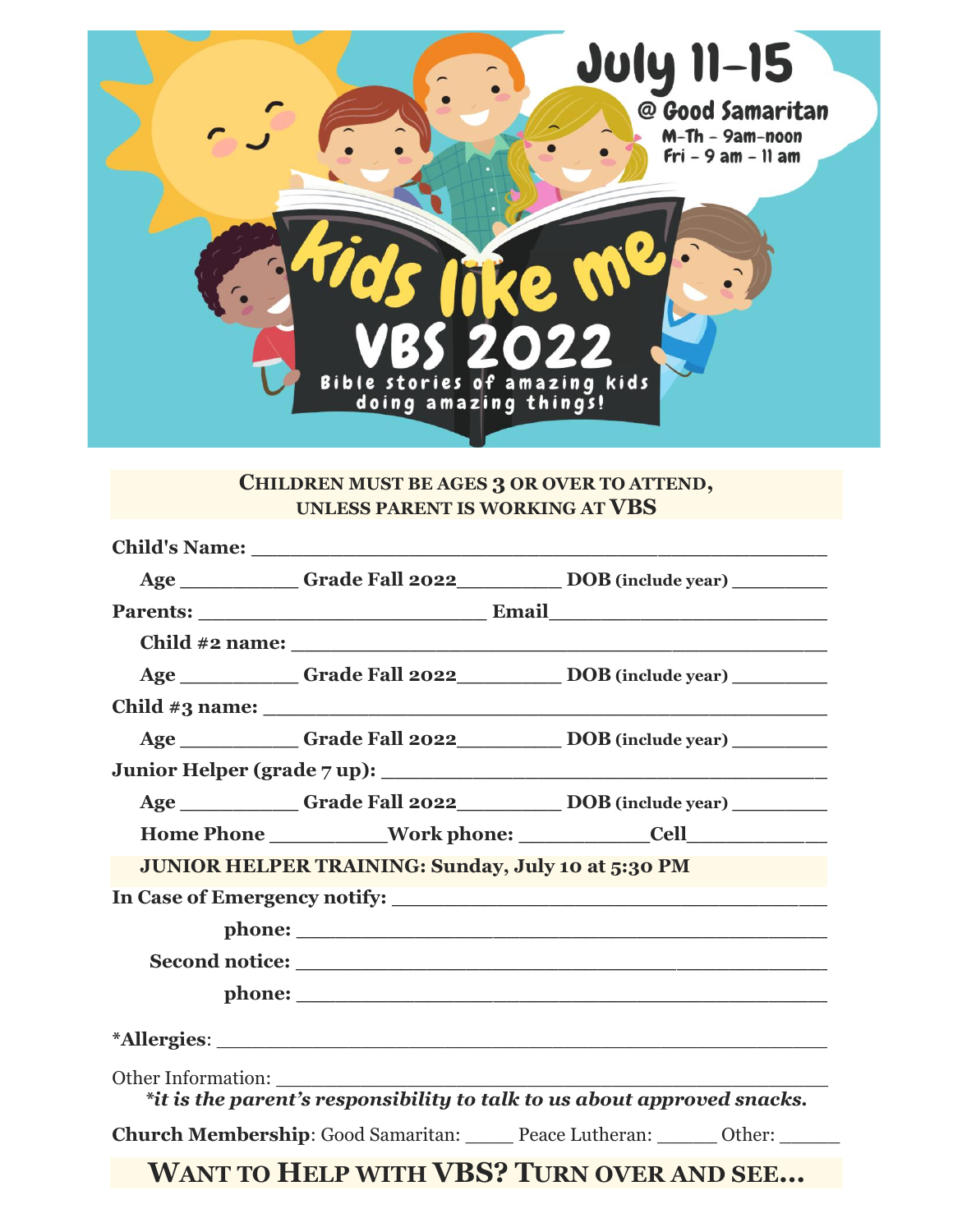July 11-15

@ Good Samaritan

M-Th - 9am-noon

Fri - 9 am - 11 am

# Kids like me

# VBS 2022

Bible stories of amazing kids doing amazing things!

**CHILDREN MUST BE AGES 3 OR OVER TO ATTEND, UNLESS PARENT IS WORKING AT VBS**

**Child's Name:** ________________________________________

**Age** __________ **Grade Fall 2022**_________ **DOB** (include year) _________

**Parents:** ________________________ **Email**________________________

**Child #2 name:** ________________________________________

**Age** __________ **Grade Fall 2022**_________ **DOB** (include year) _________

**Child #3 name:** ________________________________________

**Age** __________ **Grade Fall 2022**_________ **DOB** (include year) _________

**Junior Helper (grade 7 up):** ________________________________________

**Age** __________ **Grade Fall 2022**_________ **DOB** (include year) _________

**Home Phone** __________**Work phone:** ___________**Cell**____________

**JUNIOR HELPER TRAINING: Sunday, July 10 at 5:30 PM**

**In Case of Emergency notify:** ________________________________

**phone:** ________________________________________

**Second notice:** ________________________________________

**phone:** ________________________________________

***Allergies**: ________________________________________

Other Information: ________________________________________

***it is the parent's responsibility to talk to us about approved snacks.***

**Church Membership**: Good Samaritan: _____ Peace Lutheran: ______ Other: ______

## WANT TO HELP WITH VBS? TURN OVER AND SEE...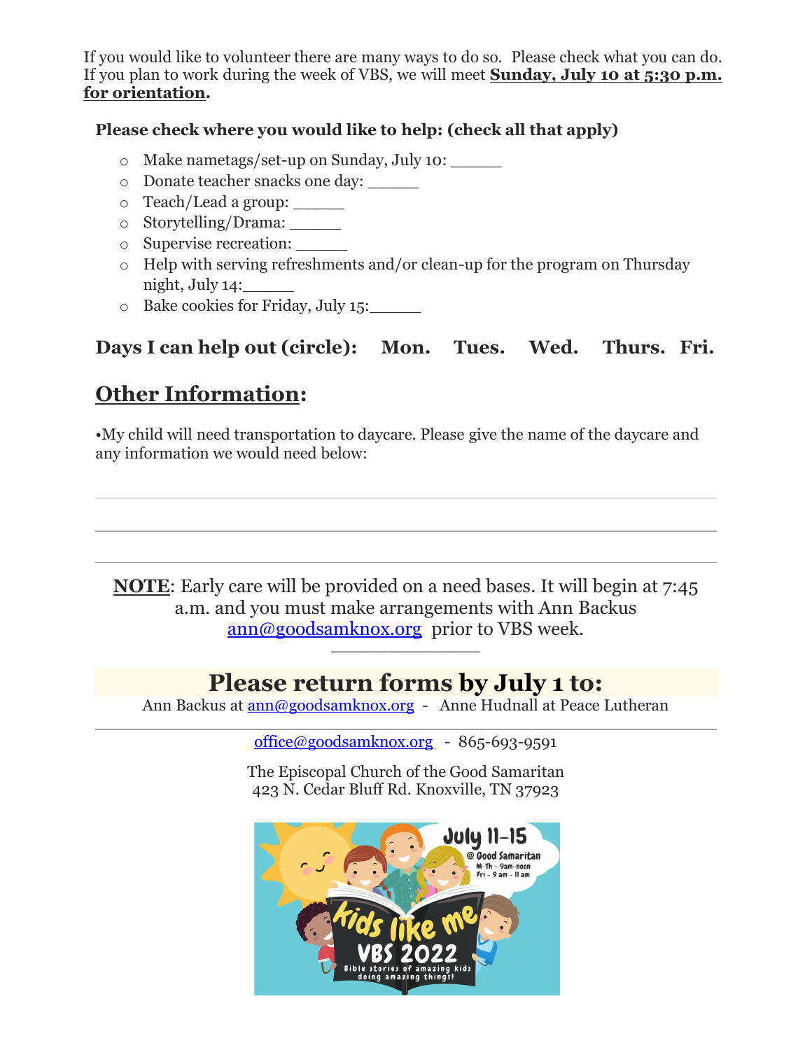If you would like to volunteer there are many ways to do so. Please check what you can do. If you plan to work during the week of VBS, we will meet **Sunday, July 10 at 5:30 p.m. for orientation.**

**Please check where you would like to help: (check all that apply)**

- Make nametags/set-up on Sunday, July 10: _____
- Donate teacher snacks one day: _____
- Teach/Lead a group: _____
- Storytelling/Drama: _____
- Supervise recreation: _____
- Help with serving refreshments and/or clean-up for the program on Thursday night, July 14:_____
- Bake cookies for Friday, July 15:_____

**Days I can help out (circle): Mon. Tues. Wed. Thurs. Fri.**

## Other Information:

•My child will need transportation to daycare. Please give the name of the daycare and any information we would need below:

---

---

---

**NOTE**: Early care will be provided on a need bases. It will begin at 7:45 a.m. and you must make arrangements with Ann Backus ann@goodsamknox.org prior to VBS week.

## Please return forms by July 1 to:

Ann Backus at ann@goodsamknox.org - Anne Hudnall at Peace Lutheran

---

office@goodsamknox.org - 865-693-9591

The Episcopal Church of the Good Samaritan
423 N. Cedar Bluff Rd. Knoxville, TN 37923

July 11-15
@ Good Samaritan
M-Th - 9am-noon
Fri - 9 am - 11 am
Kids like me
VBS 2022
Bible stories of amazing kids doing amazing things!